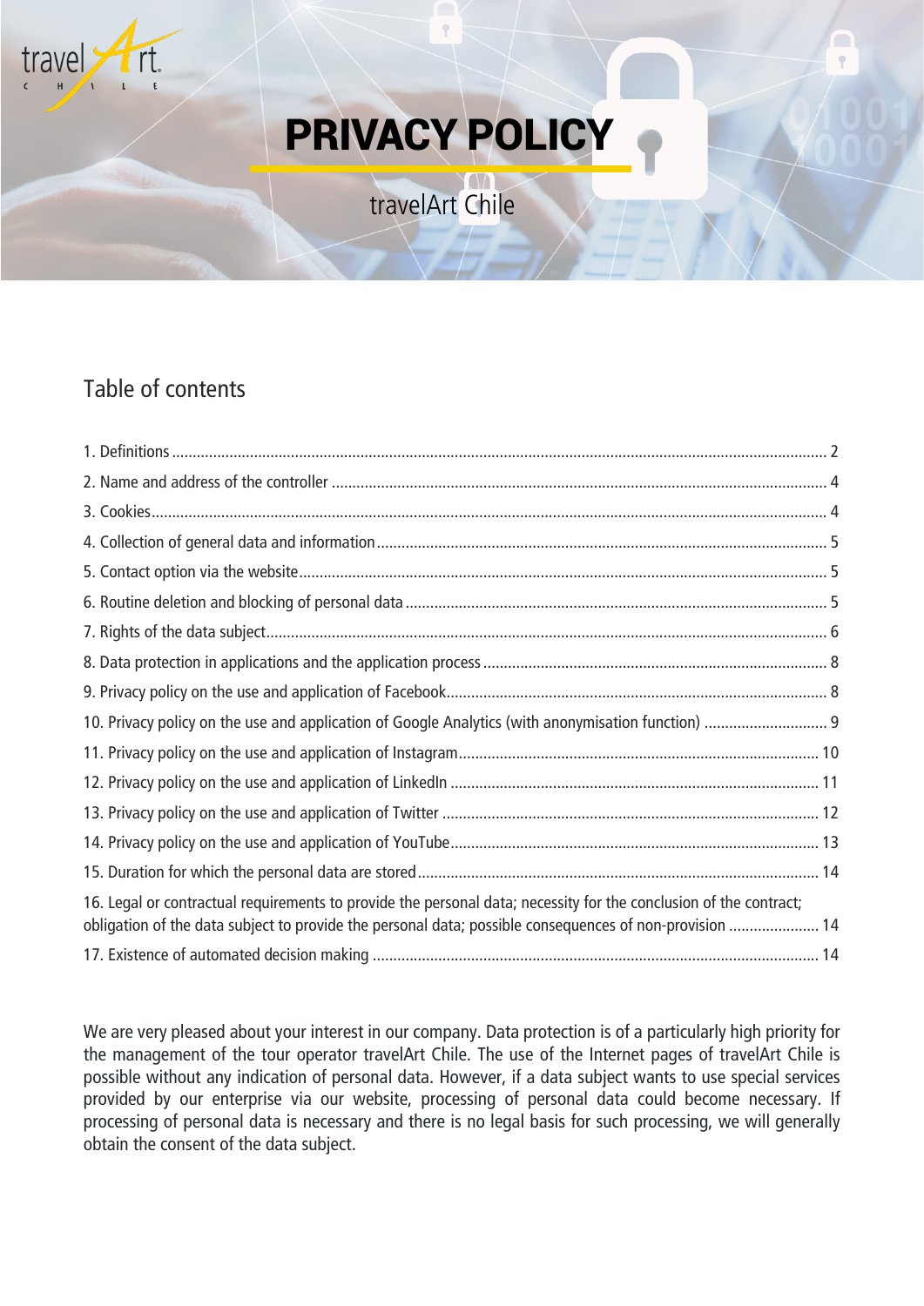travelArt CHILE

# PRIVACY POLICY

travelArt Chile

## Table of contents

1. Definitions .......... 2
2. Name and address of the controller .......... 4
3. Cookies .......... 4
4. Collection of general data and information .......... 5
5. Contact option via the website .......... 5
6. Routine deletion and blocking of personal data .......... 5
7. Rights of the data subject .......... 6
8. Data protection in applications and the application process .......... 8
9. Privacy policy on the use and application of Facebook .......... 8
10. Privacy policy on the use and application of Google Analytics (with anonymisation function) .......... 9
11. Privacy policy on the use and application of Instagram .......... 10
12. Privacy policy on the use and application of LinkedIn .......... 11
13. Privacy policy on the use and application of Twitter .......... 12
14. Privacy policy on the use and application of YouTube .......... 13
15. Duration for which the personal data are stored .......... 14
16. Legal or contractual requirements to provide the personal data; necessity for the conclusion of the contract; obligation of the data subject to provide the personal data; possible consequences of non-provision .......... 14
17. Existence of automated decision making .......... 14

We are very pleased about your interest in our company. Data protection is of a particularly high priority for the management of the tour operator travelArt Chile. The use of the Internet pages of travelArt Chile is possible without any indication of personal data. However, if a data subject wants to use special services provided by our enterprise via our website, processing of personal data could become necessary. If processing of personal data is necessary and there is no legal basis for such processing, we will generally obtain the consent of the data subject.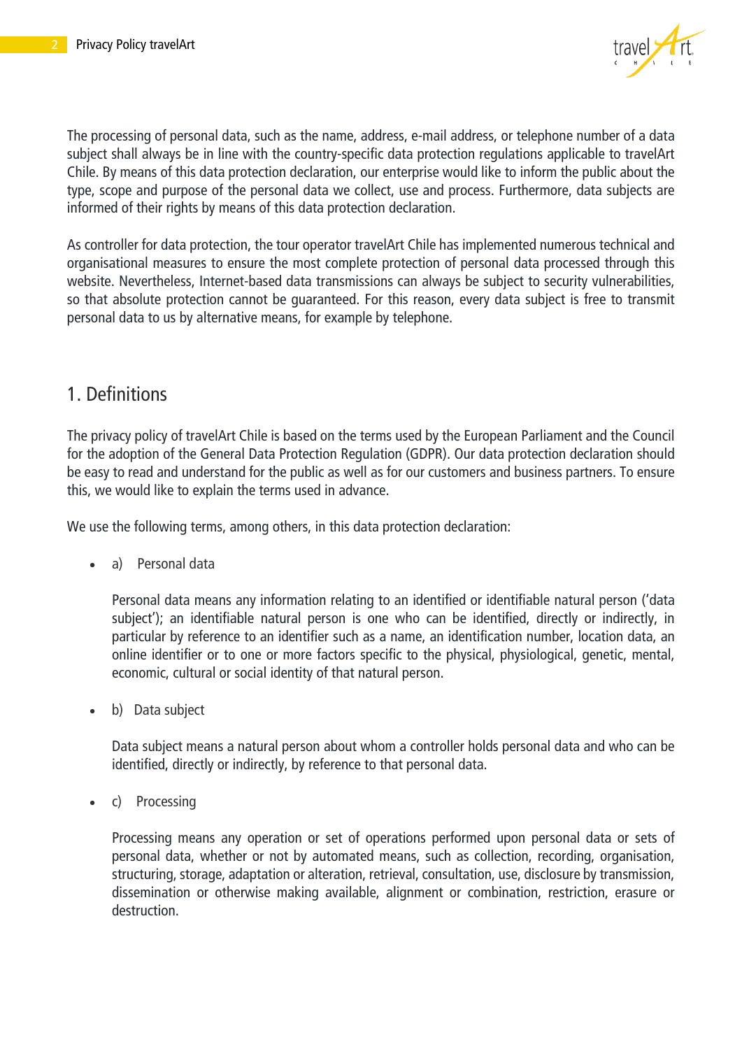The processing of personal data, such as the name, address, e-mail address, or telephone number of a data subject shall always be in line with the country-specific data protection regulations applicable to travelArt Chile. By means of this data protection declaration, our enterprise would like to inform the public about the type, scope and purpose of the personal data we collect, use and process. Furthermore, data subjects are informed of their rights by means of this data protection declaration.

As controller for data protection, the tour operator travelArt Chile has implemented numerous technical and organisational measures to ensure the most complete protection of personal data processed through this website. Nevertheless, Internet-based data transmissions can always be subject to security vulnerabilities, so that absolute protection cannot be guaranteed. For this reason, every data subject is free to transmit personal data to us by alternative means, for example by telephone.

## 1. Definitions

The privacy policy of travelArt Chile is based on the terms used by the European Parliament and the Council for the adoption of the General Data Protection Regulation (GDPR). Our data protection declaration should be easy to read and understand for the public as well as for our customers and business partners. To ensure this, we would like to explain the terms used in advance.

We use the following terms, among others, in this data protection declaration:

- a) Personal data

  Personal data means any information relating to an identified or identifiable natural person ('data subject'); an identifiable natural person is one who can be identified, directly or indirectly, in particular by reference to an identifier such as a name, an identification number, location data, an online identifier or to one or more factors specific to the physical, physiological, genetic, mental, economic, cultural or social identity of that natural person.

- b) Data subject

  Data subject means a natural person about whom a controller holds personal data and who can be identified, directly or indirectly, by reference to that personal data.

- c) Processing

  Processing means any operation or set of operations performed upon personal data or sets of personal data, whether or not by automated means, such as collection, recording, organisation, structuring, storage, adaptation or alteration, retrieval, consultation, use, disclosure by transmission, dissemination or otherwise making available, alignment or combination, restriction, erasure or destruction.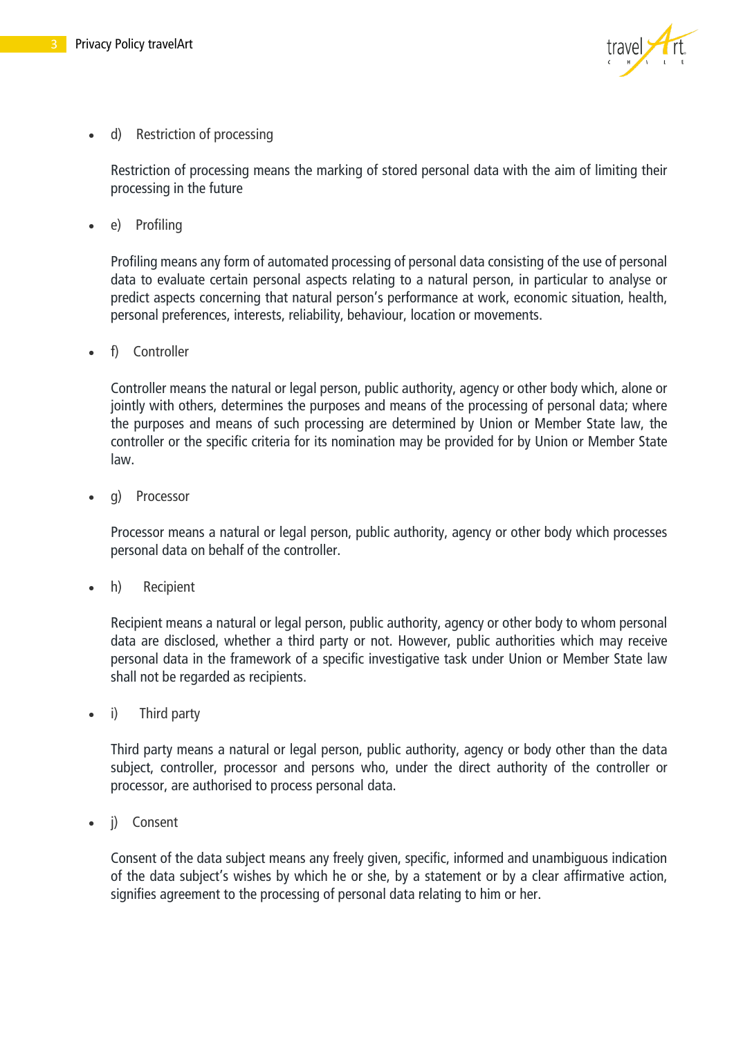- d) Restriction of processing

  Restriction of processing means the marking of stored personal data with the aim of limiting their processing in the future

- e) Profiling

  Profiling means any form of automated processing of personal data consisting of the use of personal data to evaluate certain personal aspects relating to a natural person, in particular to analyse or predict aspects concerning that natural person's performance at work, economic situation, health, personal preferences, interests, reliability, behaviour, location or movements.

- f) Controller

  Controller means the natural or legal person, public authority, agency or other body which, alone or jointly with others, determines the purposes and means of the processing of personal data; where the purposes and means of such processing are determined by Union or Member State law, the controller or the specific criteria for its nomination may be provided for by Union or Member State law.

- g) Processor

  Processor means a natural or legal person, public authority, agency or other body which processes personal data on behalf of the controller.

- h) Recipient

  Recipient means a natural or legal person, public authority, agency or other body to whom personal data are disclosed, whether a third party or not. However, public authorities which may receive personal data in the framework of a specific investigative task under Union or Member State law shall not be regarded as recipients.

- i) Third party

  Third party means a natural or legal person, public authority, agency or body other than the data subject, controller, processor and persons who, under the direct authority of the controller or processor, are authorised to process personal data.

- j) Consent

  Consent of the data subject means any freely given, specific, informed and unambiguous indication of the data subject's wishes by which he or she, by a statement or by a clear affirmative action, signifies agreement to the processing of personal data relating to him or her.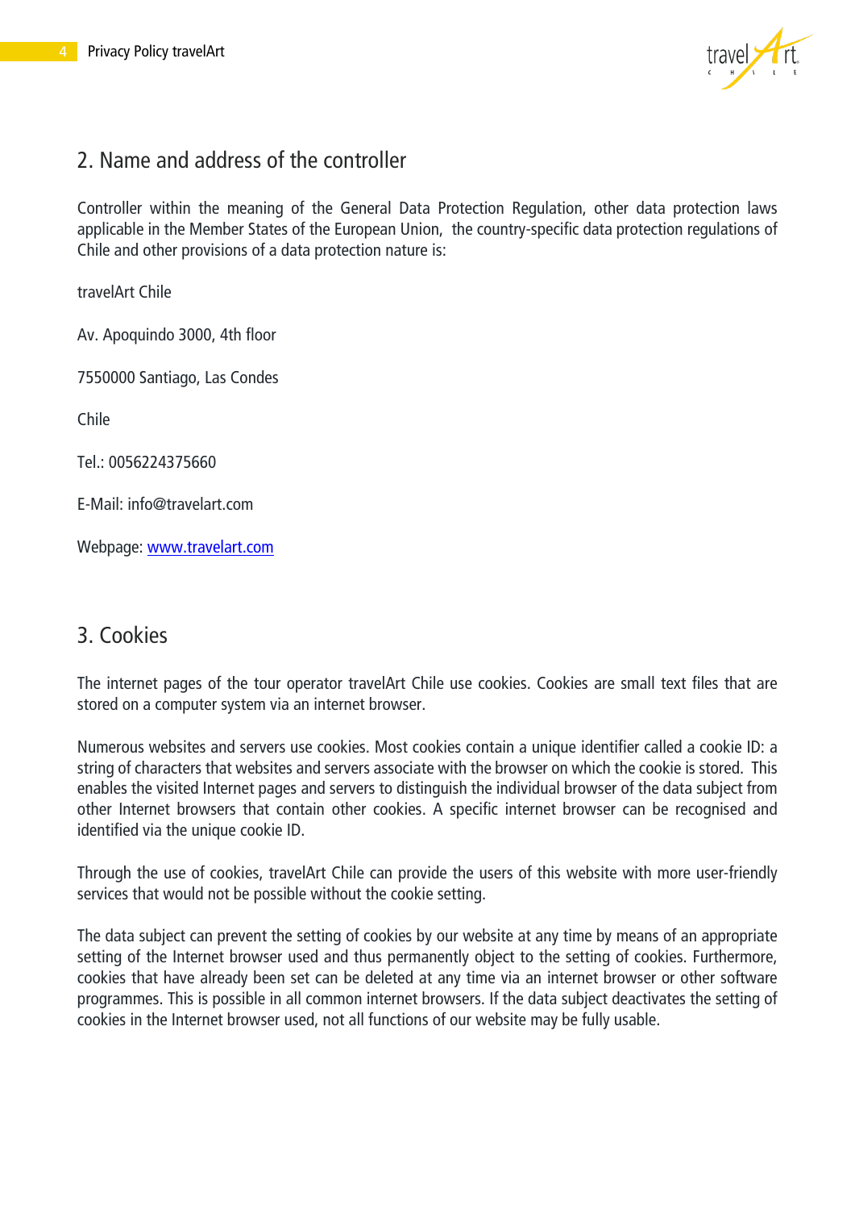## 2. Name and address of the controller

Controller within the meaning of the General Data Protection Regulation, other data protection laws applicable in the Member States of the European Union, the country-specific data protection regulations of Chile and other provisions of a data protection nature is:

travelArt Chile

Av. Apoquindo 3000, 4th floor

7550000 Santiago, Las Condes

Chile

Tel.: 0056224375660

E-Mail: info@travelart.com

Webpage: [www.travelart.com](http://www.travelart.com)

## 3. Cookies

The internet pages of the tour operator travelArt Chile use cookies. Cookies are small text files that are stored on a computer system via an internet browser.

Numerous websites and servers use cookies. Most cookies contain a unique identifier called a cookie ID: a string of characters that websites and servers associate with the browser on which the cookie is stored. This enables the visited Internet pages and servers to distinguish the individual browser of the data subject from other Internet browsers that contain other cookies. A specific internet browser can be recognised and identified via the unique cookie ID.

Through the use of cookies, travelArt Chile can provide the users of this website with more user-friendly services that would not be possible without the cookie setting.

The data subject can prevent the setting of cookies by our website at any time by means of an appropriate setting of the Internet browser used and thus permanently object to the setting of cookies. Furthermore, cookies that have already been set can be deleted at any time via an internet browser or other software programmes. This is possible in all common internet browsers. If the data subject deactivates the setting of cookies in the Internet browser used, not all functions of our website may be fully usable.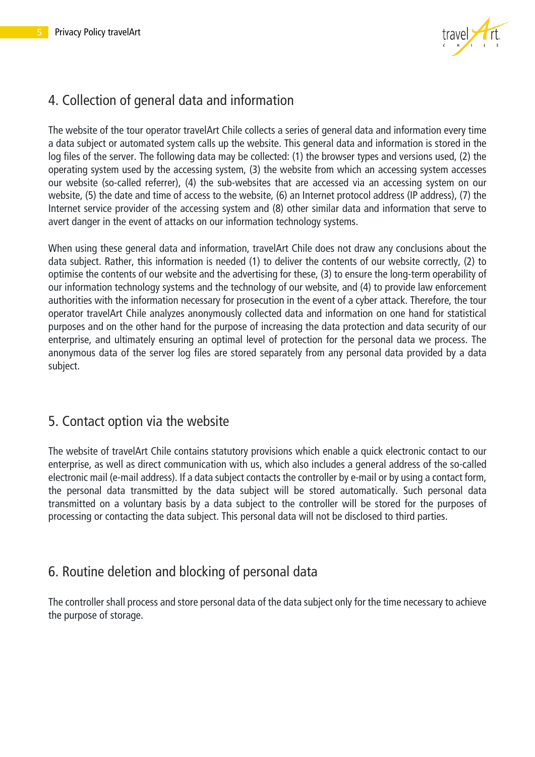## 4. Collection of general data and information

The website of the tour operator travelArt Chile collects a series of general data and information every time a data subject or automated system calls up the website. This general data and information is stored in the log files of the server. The following data may be collected: (1) the browser types and versions used, (2) the operating system used by the accessing system, (3) the website from which an accessing system accesses our website (so-called referrer), (4) the sub-websites that are accessed via an accessing system on our website, (5) the date and time of access to the website, (6) an Internet protocol address (IP address), (7) the Internet service provider of the accessing system and (8) other similar data and information that serve to avert danger in the event of attacks on our information technology systems.

When using these general data and information, travelArt Chile does not draw any conclusions about the data subject. Rather, this information is needed (1) to deliver the contents of our website correctly, (2) to optimise the contents of our website and the advertising for these, (3) to ensure the long-term operability of our information technology systems and the technology of our website, and (4) to provide law enforcement authorities with the information necessary for prosecution in the event of a cyber attack. Therefore, the tour operator travelArt Chile analyzes anonymously collected data and information on one hand for statistical purposes and on the other hand for the purpose of increasing the data protection and data security of our enterprise, and ultimately ensuring an optimal level of protection for the personal data we process. The anonymous data of the server log files are stored separately from any personal data provided by a data subject.

## 5. Contact option via the website

The website of travelArt Chile contains statutory provisions which enable a quick electronic contact to our enterprise, as well as direct communication with us, which also includes a general address of the so-called electronic mail (e-mail address). If a data subject contacts the controller by e-mail or by using a contact form, the personal data transmitted by the data subject will be stored automatically. Such personal data transmitted on a voluntary basis by a data subject to the controller will be stored for the purposes of processing or contacting the data subject. This personal data will not be disclosed to third parties.

## 6. Routine deletion and blocking of personal data

The controller shall process and store personal data of the data subject only for the time necessary to achieve the purpose of storage.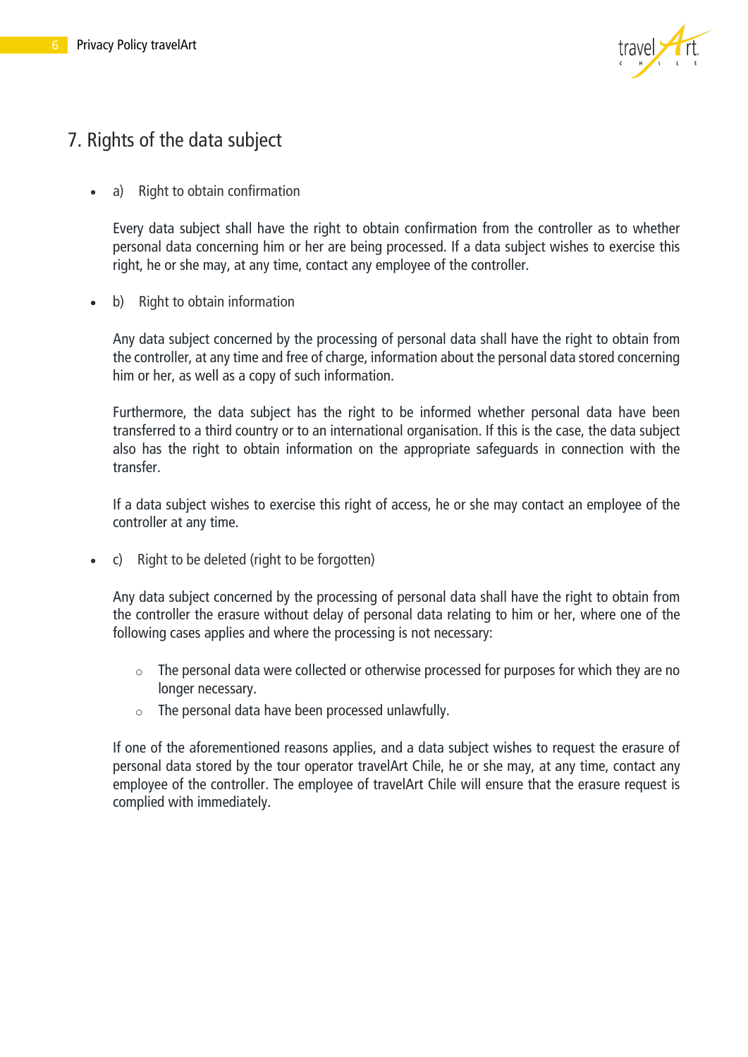## 7. Rights of the data subject

- a) Right to obtain confirmation

  Every data subject shall have the right to obtain confirmation from the controller as to whether personal data concerning him or her are being processed. If a data subject wishes to exercise this right, he or she may, at any time, contact any employee of the controller.

- b) Right to obtain information

  Any data subject concerned by the processing of personal data shall have the right to obtain from the controller, at any time and free of charge, information about the personal data stored concerning him or her, as well as a copy of such information.

  Furthermore, the data subject has the right to be informed whether personal data have been transferred to a third country or to an international organisation. If this is the case, the data subject also has the right to obtain information on the appropriate safeguards in connection with the transfer.

  If a data subject wishes to exercise this right of access, he or she may contact an employee of the controller at any time.

- c) Right to be deleted (right to be forgotten)

  Any data subject concerned by the processing of personal data shall have the right to obtain from the controller the erasure without delay of personal data relating to him or her, where one of the following cases applies and where the processing is not necessary:

  - The personal data were collected or otherwise processed for purposes for which they are no longer necessary.
  - The personal data have been processed unlawfully.

  If one of the aforementioned reasons applies, and a data subject wishes to request the erasure of personal data stored by the tour operator travelArt Chile, he or she may, at any time, contact any employee of the controller. The employee of travelArt Chile will ensure that the erasure request is complied with immediately.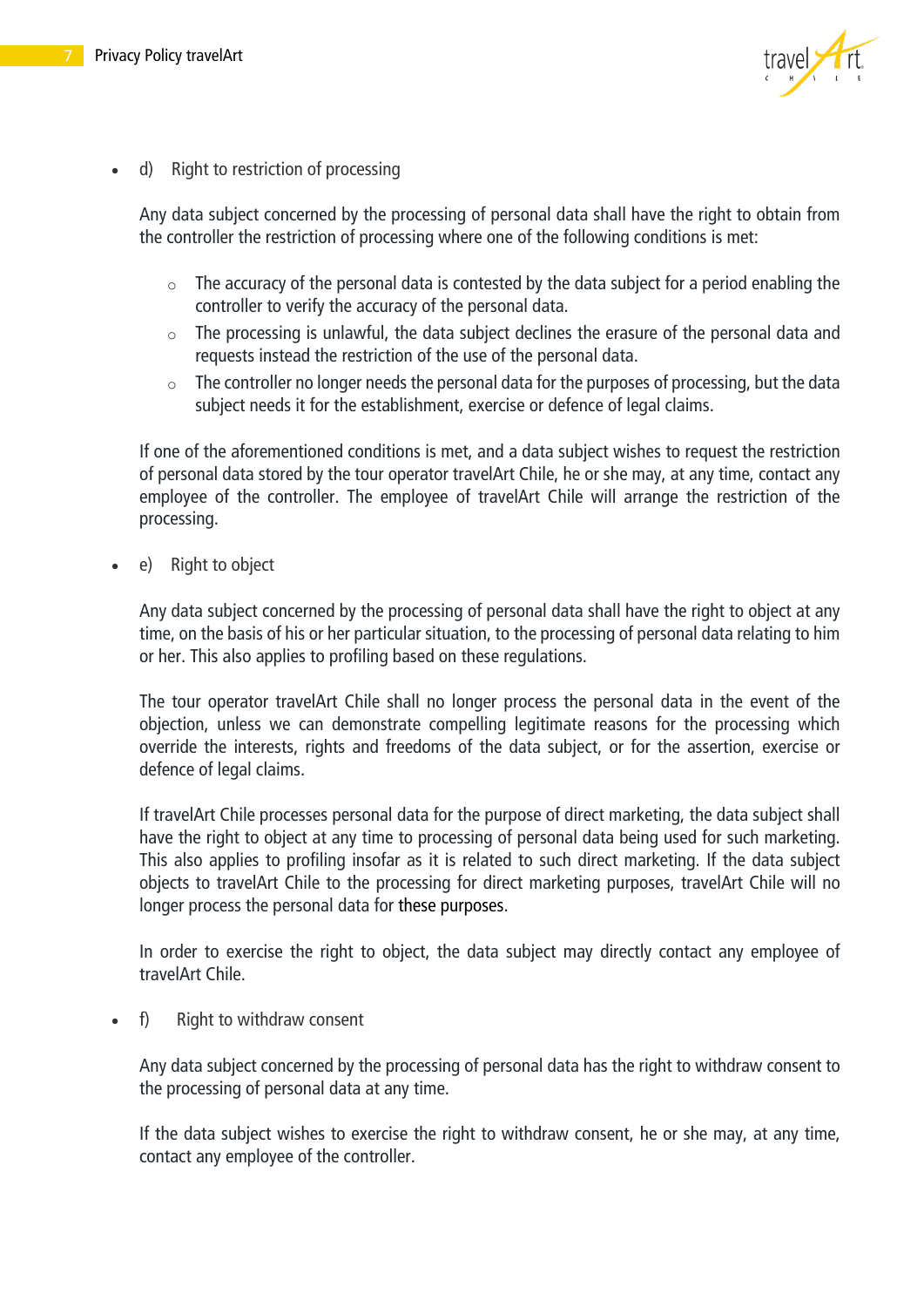- d) Right to restriction of processing

  Any data subject concerned by the processing of personal data shall have the right to obtain from the controller the restriction of processing where one of the following conditions is met:

  - The accuracy of the personal data is contested by the data subject for a period enabling the controller to verify the accuracy of the personal data.
  - The processing is unlawful, the data subject declines the erasure of the personal data and requests instead the restriction of the use of the personal data.
  - The controller no longer needs the personal data for the purposes of processing, but the data subject needs it for the establishment, exercise or defence of legal claims.

  If one of the aforementioned conditions is met, and a data subject wishes to request the restriction of personal data stored by the tour operator travelArt Chile, he or she may, at any time, contact any employee of the controller. The employee of travelArt Chile will arrange the restriction of the processing.

- e) Right to object

  Any data subject concerned by the processing of personal data shall have the right to object at any time, on the basis of his or her particular situation, to the processing of personal data relating to him or her. This also applies to profiling based on these regulations.

  The tour operator travelArt Chile shall no longer process the personal data in the event of the objection, unless we can demonstrate compelling legitimate reasons for the processing which override the interests, rights and freedoms of the data subject, or for the assertion, exercise or defence of legal claims.

  If travelArt Chile processes personal data for the purpose of direct marketing, the data subject shall have the right to object at any time to processing of personal data being used for such marketing. This also applies to profiling insofar as it is related to such direct marketing. If the data subject objects to travelArt Chile to the processing for direct marketing purposes, travelArt Chile will no longer process the personal data for these purposes.

  In order to exercise the right to object, the data subject may directly contact any employee of travelArt Chile.

- f) Right to withdraw consent

  Any data subject concerned by the processing of personal data has the right to withdraw consent to the processing of personal data at any time.

  If the data subject wishes to exercise the right to withdraw consent, he or she may, at any time, contact any employee of the controller.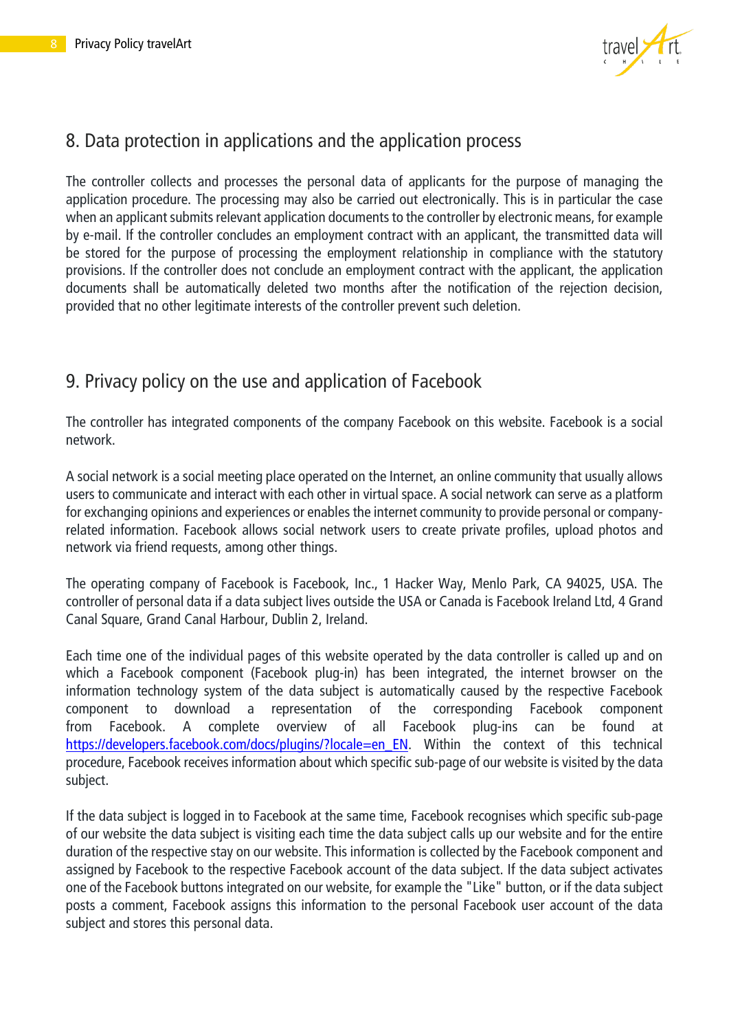## 8. Data protection in applications and the application process

The controller collects and processes the personal data of applicants for the purpose of managing the application procedure. The processing may also be carried out electronically. This is in particular the case when an applicant submits relevant application documents to the controller by electronic means, for example by e-mail. If the controller concludes an employment contract with an applicant, the transmitted data will be stored for the purpose of processing the employment relationship in compliance with the statutory provisions. If the controller does not conclude an employment contract with the applicant, the application documents shall be automatically deleted two months after the notification of the rejection decision, provided that no other legitimate interests of the controller prevent such deletion.

## 9. Privacy policy on the use and application of Facebook

The controller has integrated components of the company Facebook on this website. Facebook is a social network.

A social network is a social meeting place operated on the Internet, an online community that usually allows users to communicate and interact with each other in virtual space. A social network can serve as a platform for exchanging opinions and experiences or enables the internet community to provide personal or company-related information. Facebook allows social network users to create private profiles, upload photos and network via friend requests, among other things.

The operating company of Facebook is Facebook, Inc., 1 Hacker Way, Menlo Park, CA 94025, USA. The controller of personal data if a data subject lives outside the USA or Canada is Facebook Ireland Ltd, 4 Grand Canal Square, Grand Canal Harbour, Dublin 2, Ireland.

Each time one of the individual pages of this website operated by the data controller is called up and on which a Facebook component (Facebook plug-in) has been integrated, the internet browser on the information technology system of the data subject is automatically caused by the respective Facebook component to download a representation of the corresponding Facebook component from Facebook. A complete overview of all Facebook plug-ins can be found at https://developers.facebook.com/docs/plugins/?locale=en_EN. Within the context of this technical procedure, Facebook receives information about which specific sub-page of our website is visited by the data subject.

If the data subject is logged in to Facebook at the same time, Facebook recognises which specific sub-page of our website the data subject is visiting each time the data subject calls up our website and for the entire duration of the respective stay on our website. This information is collected by the Facebook component and assigned by Facebook to the respective Facebook account of the data subject. If the data subject activates one of the Facebook buttons integrated on our website, for example the "Like" button, or if the data subject posts a comment, Facebook assigns this information to the personal Facebook user account of the data subject and stores this personal data.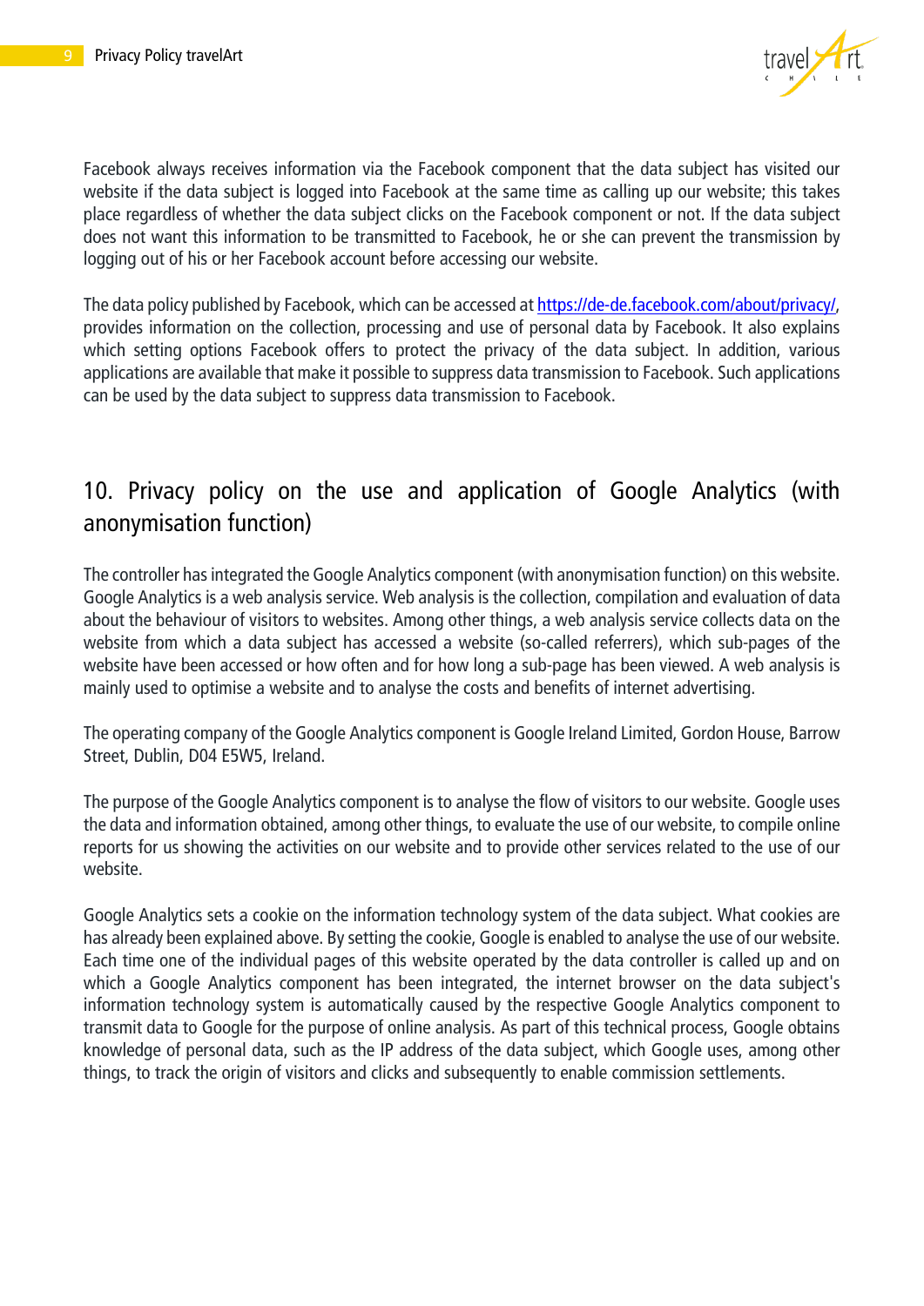Facebook always receives information via the Facebook component that the data subject has visited our website if the data subject is logged into Facebook at the same time as calling up our website; this takes place regardless of whether the data subject clicks on the Facebook component or not. If the data subject does not want this information to be transmitted to Facebook, he or she can prevent the transmission by logging out of his or her Facebook account before accessing our website.

The data policy published by Facebook, which can be accessed at [https://de-de.facebook.com/about/privacy/](https://de-de.facebook.com/about/privacy/), provides information on the collection, processing and use of personal data by Facebook. It also explains which setting options Facebook offers to protect the privacy of the data subject. In addition, various applications are available that make it possible to suppress data transmission to Facebook. Such applications can be used by the data subject to suppress data transmission to Facebook.

## 10. Privacy policy on the use and application of Google Analytics (with anonymisation function)

The controller has integrated the Google Analytics component (with anonymisation function) on this website. Google Analytics is a web analysis service. Web analysis is the collection, compilation and evaluation of data about the behaviour of visitors to websites. Among other things, a web analysis service collects data on the website from which a data subject has accessed a website (so-called referrers), which sub-pages of the website have been accessed or how often and for how long a sub-page has been viewed. A web analysis is mainly used to optimise a website and to analyse the costs and benefits of internet advertising.

The operating company of the Google Analytics component is Google Ireland Limited, Gordon House, Barrow Street, Dublin, D04 E5W5, Ireland.

The purpose of the Google Analytics component is to analyse the flow of visitors to our website. Google uses the data and information obtained, among other things, to evaluate the use of our website, to compile online reports for us showing the activities on our website and to provide other services related to the use of our website.

Google Analytics sets a cookie on the information technology system of the data subject. What cookies are has already been explained above. By setting the cookie, Google is enabled to analyse the use of our website. Each time one of the individual pages of this website operated by the data controller is called up and on which a Google Analytics component has been integrated, the internet browser on the data subject's information technology system is automatically caused by the respective Google Analytics component to transmit data to Google for the purpose of online analysis. As part of this technical process, Google obtains knowledge of personal data, such as the IP address of the data subject, which Google uses, among other things, to track the origin of visitors and clicks and subsequently to enable commission settlements.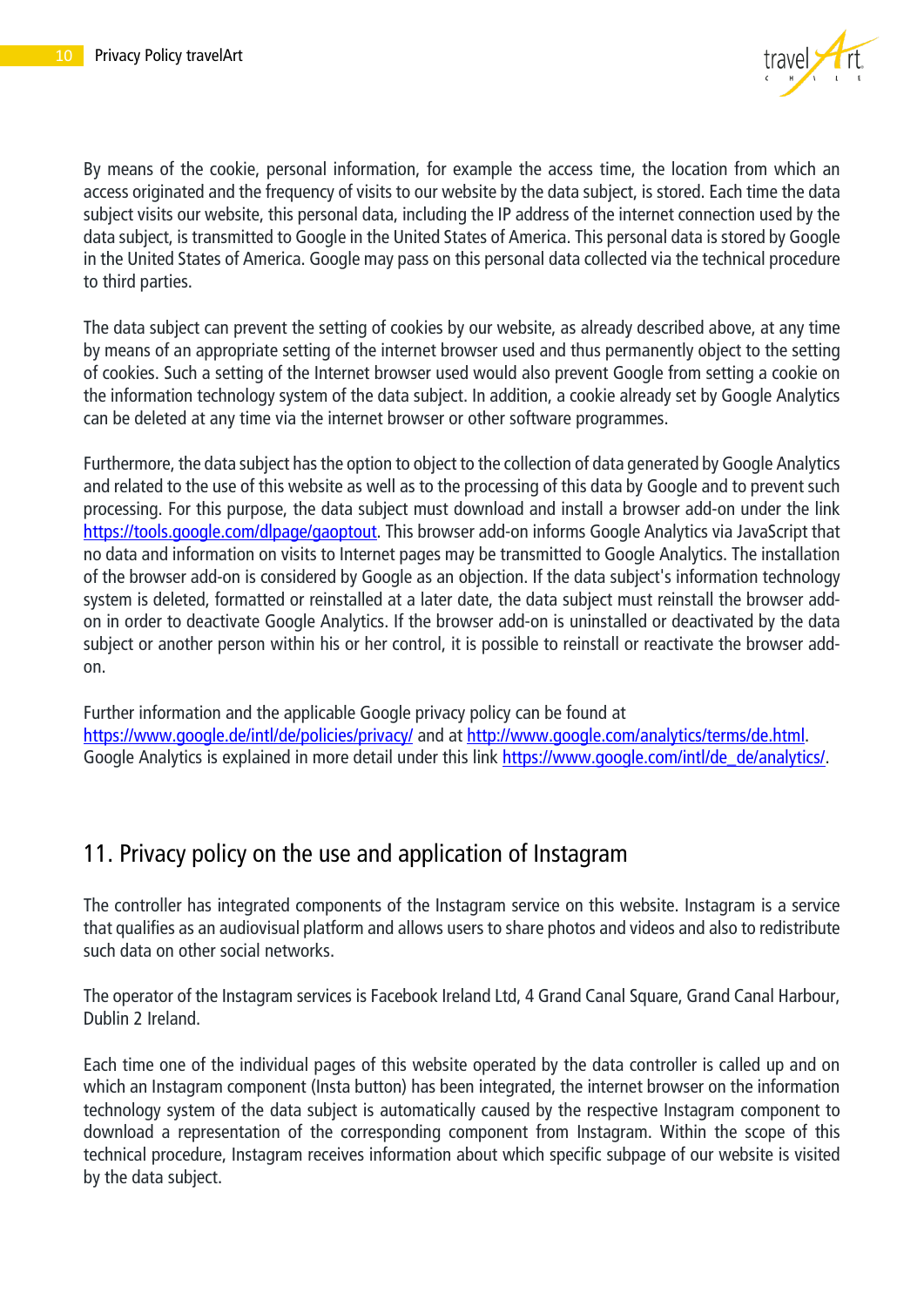By means of the cookie, personal information, for example the access time, the location from which an access originated and the frequency of visits to our website by the data subject, is stored. Each time the data subject visits our website, this personal data, including the IP address of the internet connection used by the data subject, is transmitted to Google in the United States of America. This personal data is stored by Google in the United States of America. Google may pass on this personal data collected via the technical procedure to third parties.

The data subject can prevent the setting of cookies by our website, as already described above, at any time by means of an appropriate setting of the internet browser used and thus permanently object to the setting of cookies. Such a setting of the Internet browser used would also prevent Google from setting a cookie on the information technology system of the data subject. In addition, a cookie already set by Google Analytics can be deleted at any time via the internet browser or other software programmes.

Furthermore, the data subject has the option to object to the collection of data generated by Google Analytics and related to the use of this website as well as to the processing of this data by Google and to prevent such processing. For this purpose, the data subject must download and install a browser add-on under the link [https://tools.google.com/dlpage/gaoptout](https://tools.google.com/dlpage/gaoptout). This browser add-on informs Google Analytics via JavaScript that no data and information on visits to Internet pages may be transmitted to Google Analytics. The installation of the browser add-on is considered by Google as an objection. If the data subject's information technology system is deleted, formatted or reinstalled at a later date, the data subject must reinstall the browser add-on in order to deactivate Google Analytics. If the browser add-on is uninstalled or deactivated by the data subject or another person within his or her control, it is possible to reinstall or reactivate the browser add-on.

Further information and the applicable Google privacy policy can be found at [https://www.google.de/intl/de/policies/privacy/](https://www.google.de/intl/de/policies/privacy/) and at [http://www.google.com/analytics/terms/de.html](http://www.google.com/analytics/terms/de.html). Google Analytics is explained in more detail under this link [https://www.google.com/intl/de_de/analytics/](https://www.google.com/intl/de_de/analytics/).

## 11. Privacy policy on the use and application of Instagram

The controller has integrated components of the Instagram service on this website. Instagram is a service that qualifies as an audiovisual platform and allows users to share photos and videos and also to redistribute such data on other social networks.

The operator of the Instagram services is Facebook Ireland Ltd, 4 Grand Canal Square, Grand Canal Harbour, Dublin 2 Ireland.

Each time one of the individual pages of this website operated by the data controller is called up and on which an Instagram component (Insta button) has been integrated, the internet browser on the information technology system of the data subject is automatically caused by the respective Instagram component to download a representation of the corresponding component from Instagram. Within the scope of this technical procedure, Instagram receives information about which specific subpage of our website is visited by the data subject.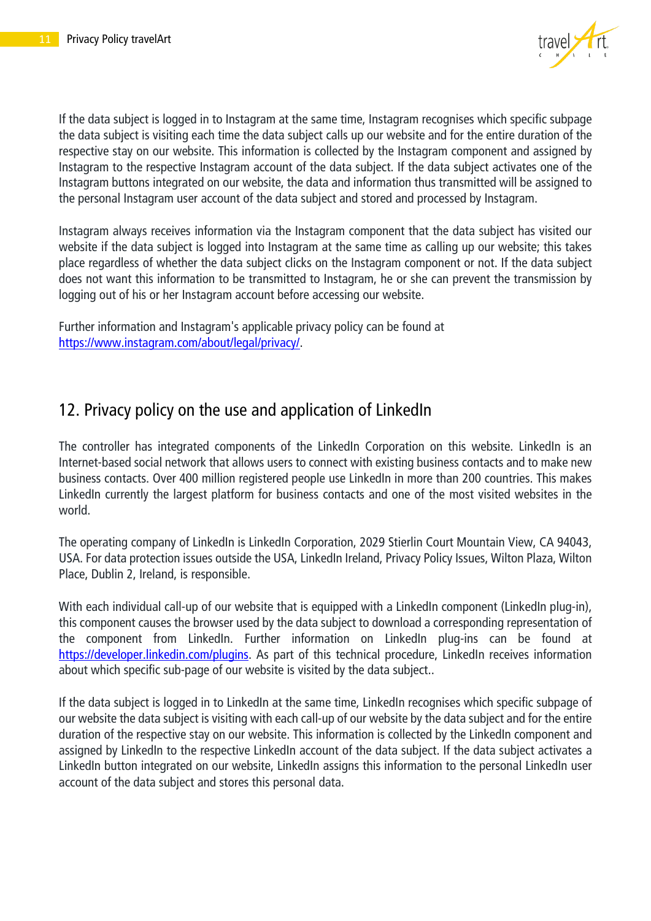If the data subject is logged in to Instagram at the same time, Instagram recognises which specific subpage the data subject is visiting each time the data subject calls up our website and for the entire duration of the respective stay on our website. This information is collected by the Instagram component and assigned by Instagram to the respective Instagram account of the data subject. If the data subject activates one of the Instagram buttons integrated on our website, the data and information thus transmitted will be assigned to the personal Instagram user account of the data subject and stored and processed by Instagram.

Instagram always receives information via the Instagram component that the data subject has visited our website if the data subject is logged into Instagram at the same time as calling up our website; this takes place regardless of whether the data subject clicks on the Instagram component or not. If the data subject does not want this information to be transmitted to Instagram, he or she can prevent the transmission by logging out of his or her Instagram account before accessing our website.

Further information and Instagram's applicable privacy policy can be found at https://www.instagram.com/about/legal/privacy/.

## 12. Privacy policy on the use and application of LinkedIn

The controller has integrated components of the LinkedIn Corporation on this website. LinkedIn is an Internet-based social network that allows users to connect with existing business contacts and to make new business contacts. Over 400 million registered people use LinkedIn in more than 200 countries. This makes LinkedIn currently the largest platform for business contacts and one of the most visited websites in the world.

The operating company of LinkedIn is LinkedIn Corporation, 2029 Stierlin Court Mountain View, CA 94043, USA. For data protection issues outside the USA, LinkedIn Ireland, Privacy Policy Issues, Wilton Plaza, Wilton Place, Dublin 2, Ireland, is responsible.

With each individual call-up of our website that is equipped with a LinkedIn component (LinkedIn plug-in), this component causes the browser used by the data subject to download a corresponding representation of the component from LinkedIn. Further information on LinkedIn plug-ins can be found at https://developer.linkedin.com/plugins. As part of this technical procedure, LinkedIn receives information about which specific sub-page of our website is visited by the data subject..

If the data subject is logged in to LinkedIn at the same time, LinkedIn recognises which specific subpage of our website the data subject is visiting with each call-up of our website by the data subject and for the entire duration of the respective stay on our website. This information is collected by the LinkedIn component and assigned by LinkedIn to the respective LinkedIn account of the data subject. If the data subject activates a LinkedIn button integrated on our website, LinkedIn assigns this information to the personal LinkedIn user account of the data subject and stores this personal data.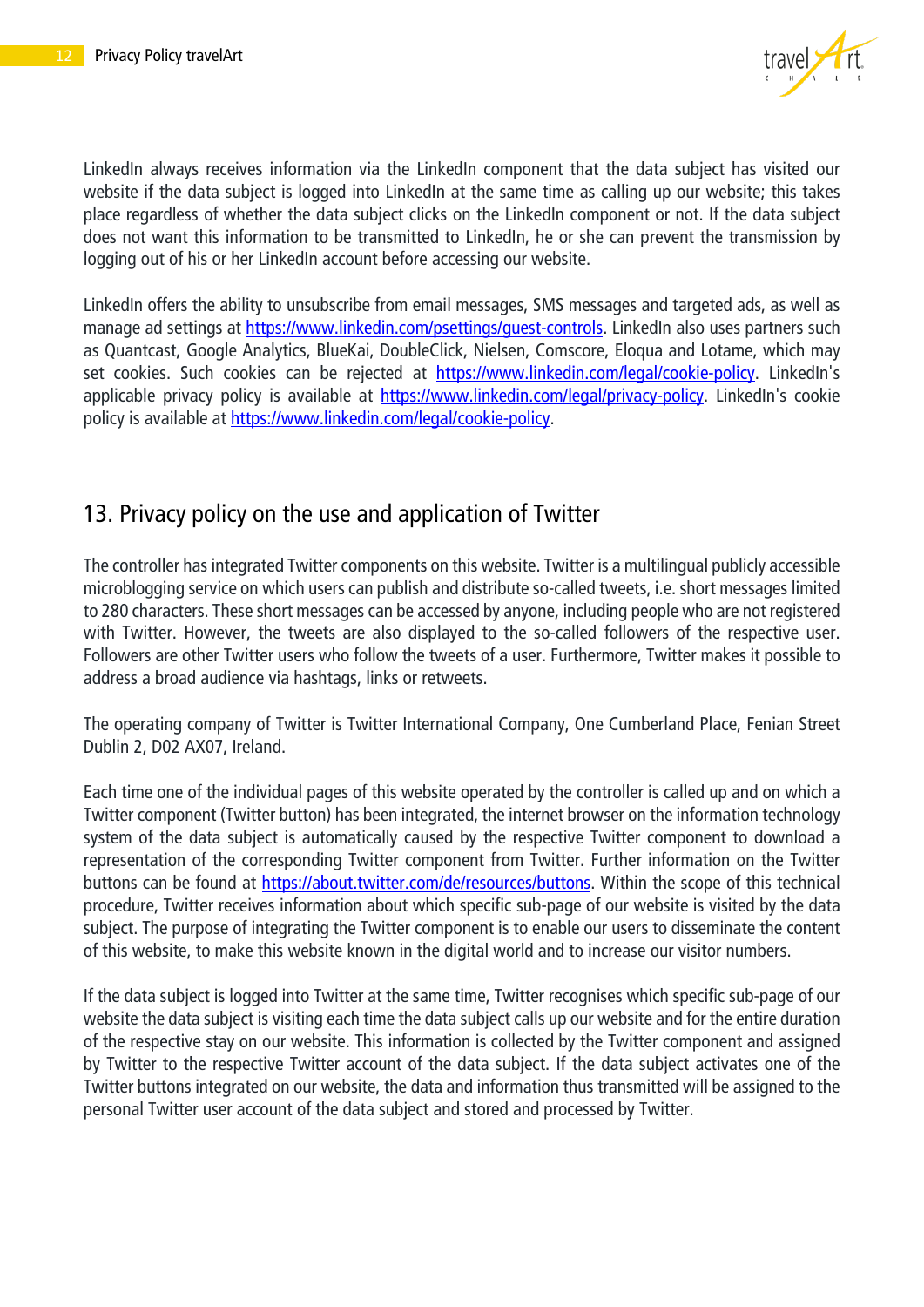LinkedIn always receives information via the LinkedIn component that the data subject has visited our website if the data subject is logged into LinkedIn at the same time as calling up our website; this takes place regardless of whether the data subject clicks on the LinkedIn component or not. If the data subject does not want this information to be transmitted to LinkedIn, he or she can prevent the transmission by logging out of his or her LinkedIn account before accessing our website.

LinkedIn offers the ability to unsubscribe from email messages, SMS messages and targeted ads, as well as manage ad settings at https://www.linkedin.com/psettings/guest-controls. LinkedIn also uses partners such as Quantcast, Google Analytics, BlueKai, DoubleClick, Nielsen, Comscore, Eloqua and Lotame, which may set cookies. Such cookies can be rejected at https://www.linkedin.com/legal/cookie-policy. LinkedIn's applicable privacy policy is available at https://www.linkedin.com/legal/privacy-policy. LinkedIn's cookie policy is available at https://www.linkedin.com/legal/cookie-policy.

## 13. Privacy policy on the use and application of Twitter

The controller has integrated Twitter components on this website. Twitter is a multilingual publicly accessible microblogging service on which users can publish and distribute so-called tweets, i.e. short messages limited to 280 characters. These short messages can be accessed by anyone, including people who are not registered with Twitter. However, the tweets are also displayed to the so-called followers of the respective user. Followers are other Twitter users who follow the tweets of a user. Furthermore, Twitter makes it possible to address a broad audience via hashtags, links or retweets.

The operating company of Twitter is Twitter International Company, One Cumberland Place, Fenian Street Dublin 2, D02 AX07, Ireland.

Each time one of the individual pages of this website operated by the controller is called up and on which a Twitter component (Twitter button) has been integrated, the internet browser on the information technology system of the data subject is automatically caused by the respective Twitter component to download a representation of the corresponding Twitter component from Twitter. Further information on the Twitter buttons can be found at https://about.twitter.com/de/resources/buttons. Within the scope of this technical procedure, Twitter receives information about which specific sub-page of our website is visited by the data subject. The purpose of integrating the Twitter component is to enable our users to disseminate the content of this website, to make this website known in the digital world and to increase our visitor numbers.

If the data subject is logged into Twitter at the same time, Twitter recognises which specific sub-page of our website the data subject is visiting each time the data subject calls up our website and for the entire duration of the respective stay on our website. This information is collected by the Twitter component and assigned by Twitter to the respective Twitter account of the data subject. If the data subject activates one of the Twitter buttons integrated on our website, the data and information thus transmitted will be assigned to the personal Twitter user account of the data subject and stored and processed by Twitter.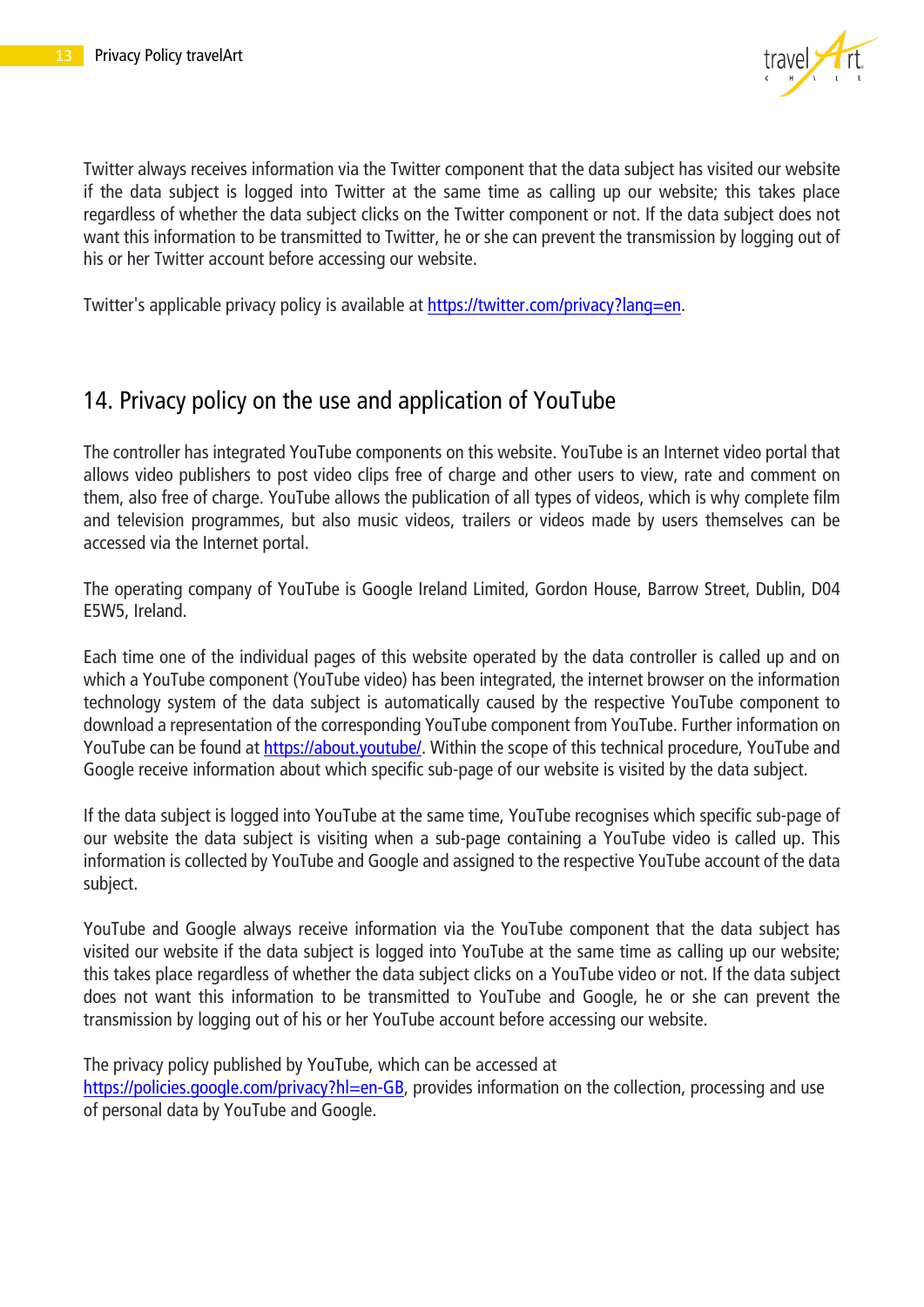Twitter always receives information via the Twitter component that the data subject has visited our website if the data subject is logged into Twitter at the same time as calling up our website; this takes place regardless of whether the data subject clicks on the Twitter component or not. If the data subject does not want this information to be transmitted to Twitter, he or she can prevent the transmission by logging out of his or her Twitter account before accessing our website.

Twitter's applicable privacy policy is available at https://twitter.com/privacy?lang=en.

## 14. Privacy policy on the use and application of YouTube

The controller has integrated YouTube components on this website. YouTube is an Internet video portal that allows video publishers to post video clips free of charge and other users to view, rate and comment on them, also free of charge. YouTube allows the publication of all types of videos, which is why complete film and television programmes, but also music videos, trailers or videos made by users themselves can be accessed via the Internet portal.

The operating company of YouTube is Google Ireland Limited, Gordon House, Barrow Street, Dublin, D04 E5W5, Ireland.

Each time one of the individual pages of this website operated by the data controller is called up and on which a YouTube component (YouTube video) has been integrated, the internet browser on the information technology system of the data subject is automatically caused by the respective YouTube component to download a representation of the corresponding YouTube component from YouTube. Further information on YouTube can be found at https://about.youtube/. Within the scope of this technical procedure, YouTube and Google receive information about which specific sub-page of our website is visited by the data subject.

If the data subject is logged into YouTube at the same time, YouTube recognises which specific sub-page of our website the data subject is visiting when a sub-page containing a YouTube video is called up. This information is collected by YouTube and Google and assigned to the respective YouTube account of the data subject.

YouTube and Google always receive information via the YouTube component that the data subject has visited our website if the data subject is logged into YouTube at the same time as calling up our website; this takes place regardless of whether the data subject clicks on a YouTube video or not. If the data subject does not want this information to be transmitted to YouTube and Google, he or she can prevent the transmission by logging out of his or her YouTube account before accessing our website.

The privacy policy published by YouTube, which can be accessed at https://policies.google.com/privacy?hl=en-GB, provides information on the collection, processing and use of personal data by YouTube and Google.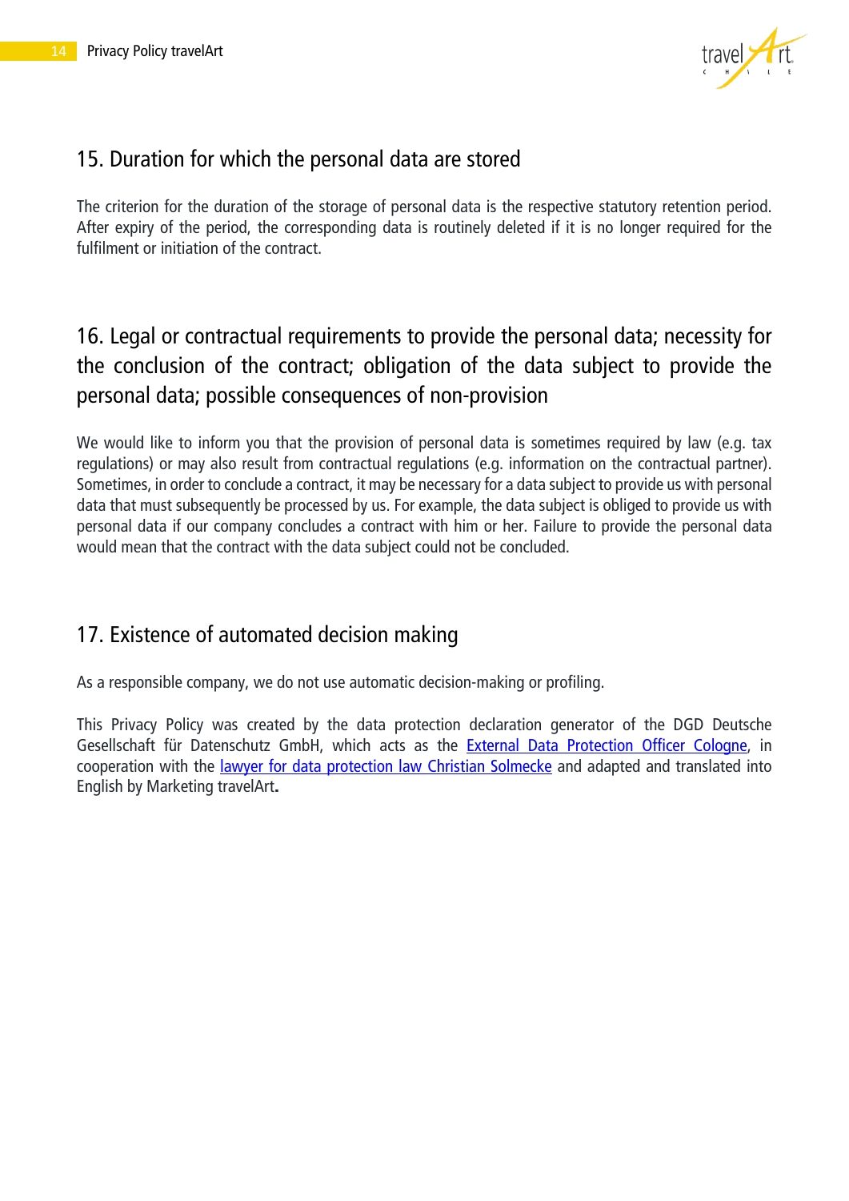## 15. Duration for which the personal data are stored

The criterion for the duration of the storage of personal data is the respective statutory retention period. After expiry of the period, the corresponding data is routinely deleted if it is no longer required for the fulfilment or initiation of the contract.

## 16. Legal or contractual requirements to provide the personal data; necessity for the conclusion of the contract; obligation of the data subject to provide the personal data; possible consequences of non-provision

We would like to inform you that the provision of personal data is sometimes required by law (e.g. tax regulations) or may also result from contractual regulations (e.g. information on the contractual partner). Sometimes, in order to conclude a contract, it may be necessary for a data subject to provide us with personal data that must subsequently be processed by us. For example, the data subject is obliged to provide us with personal data if our company concludes a contract with him or her. Failure to provide the personal data would mean that the contract with the data subject could not be concluded.

## 17. Existence of automated decision making

As a responsible company, we do not use automatic decision-making or profiling.

This Privacy Policy was created by the data protection declaration generator of the DGD Deutsche Gesellschaft für Datenschutz GmbH, which acts as the External Data Protection Officer Cologne, in cooperation with the lawyer for data protection law Christian Solmecke and adapted and translated into English by Marketing travelArt.